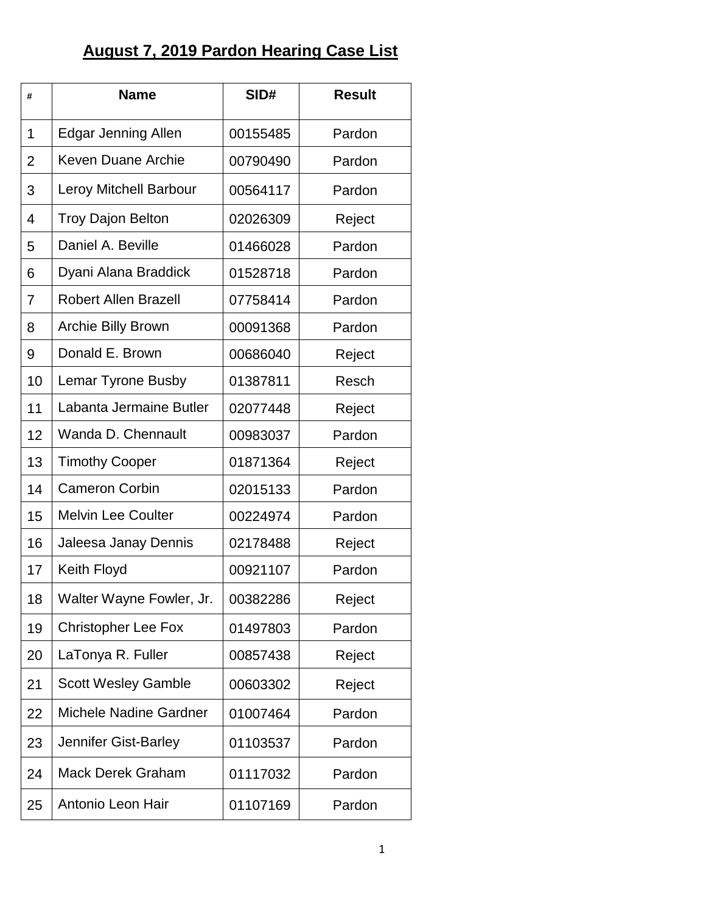# August 7, 2019 Pardon Hearing Case List

| # | Name | SID# | Result |
|---|---|---|---|
| 1 | Edgar Jenning Allen | 00155485 | Pardon |
| 2 | Keven Duane Archie | 00790490 | Pardon |
| 3 | Leroy Mitchell Barbour | 00564117 | Pardon |
| 4 | Troy Dajon Belton | 02026309 | Reject |
| 5 | Daniel A. Beville | 01466028 | Pardon |
| 6 | Dyani Alana Braddick | 01528718 | Pardon |
| 7 | Robert Allen Brazell | 07758414 | Pardon |
| 8 | Archie Billy Brown | 00091368 | Pardon |
| 9 | Donald E. Brown | 00686040 | Reject |
| 10 | Lemar Tyrone Busby | 01387811 | Resch |
| 11 | Labanta Jermaine Butler | 02077448 | Reject |
| 12 | Wanda D. Chennault | 00983037 | Pardon |
| 13 | Timothy Cooper | 01871364 | Reject |
| 14 | Cameron Corbin | 02015133 | Pardon |
| 15 | Melvin Lee Coulter | 00224974 | Pardon |
| 16 | Jaleesa Janay Dennis | 02178488 | Reject |
| 17 | Keith Floyd | 00921107 | Pardon |
| 18 | Walter Wayne Fowler, Jr. | 00382286 | Reject |
| 19 | Christopher Lee Fox | 01497803 | Pardon |
| 20 | LaTonya R. Fuller | 00857438 | Reject |
| 21 | Scott Wesley Gamble | 00603302 | Reject |
| 22 | Michele Nadine Gardner | 01007464 | Pardon |
| 23 | Jennifer Gist-Barley | 01103537 | Pardon |
| 24 | Mack Derek Graham | 01117032 | Pardon |
| 25 | Antonio Leon Hair | 01107169 | Pardon |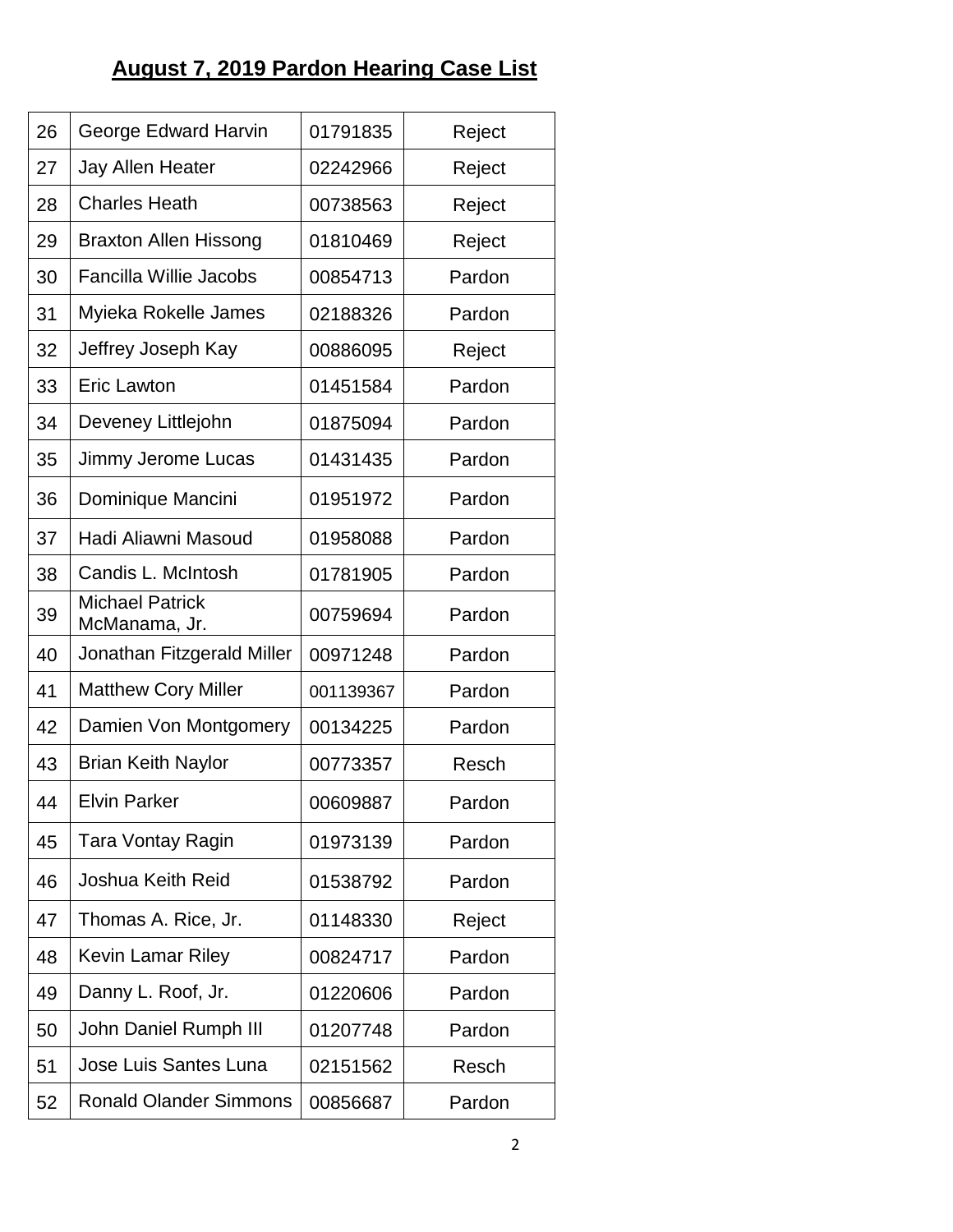## August 7, 2019 Pardon Hearing Case List

| | | | |
|---|---|---|---|
| 26 | George Edward Harvin | 01791835 | Reject |
| 27 | Jay Allen Heater | 02242966 | Reject |
| 28 | Charles Heath | 00738563 | Reject |
| 29 | Braxton Allen Hissong | 01810469 | Reject |
| 30 | Fancilla Willie Jacobs | 00854713 | Pardon |
| 31 | Myieka Rokelle James | 02188326 | Pardon |
| 32 | Jeffrey Joseph Kay | 00886095 | Reject |
| 33 | Eric Lawton | 01451584 | Pardon |
| 34 | Deveney Littlejohn | 01875094 | Pardon |
| 35 | Jimmy Jerome Lucas | 01431435 | Pardon |
| 36 | Dominique Mancini | 01951972 | Pardon |
| 37 | Hadi Aliawni Masoud | 01958088 | Pardon |
| 38 | Candis L. McIntosh | 01781905 | Pardon |
| 39 | Michael Patrick McManama, Jr. | 00759694 | Pardon |
| 40 | Jonathan Fitzgerald Miller | 00971248 | Pardon |
| 41 | Matthew Cory Miller | 001139367 | Pardon |
| 42 | Damien Von Montgomery | 00134225 | Pardon |
| 43 | Brian Keith Naylor | 00773357 | Resch |
| 44 | Elvin Parker | 00609887 | Pardon |
| 45 | Tara Vontay Ragin | 01973139 | Pardon |
| 46 | Joshua Keith Reid | 01538792 | Pardon |
| 47 | Thomas A. Rice, Jr. | 01148330 | Reject |
| 48 | Kevin Lamar Riley | 00824717 | Pardon |
| 49 | Danny L. Roof, Jr. | 01220606 | Pardon |
| 50 | John Daniel Rumph III | 01207748 | Pardon |
| 51 | Jose Luis Santes Luna | 02151562 | Resch |
| 52 | Ronald Olander Simmons | 00856687 | Pardon |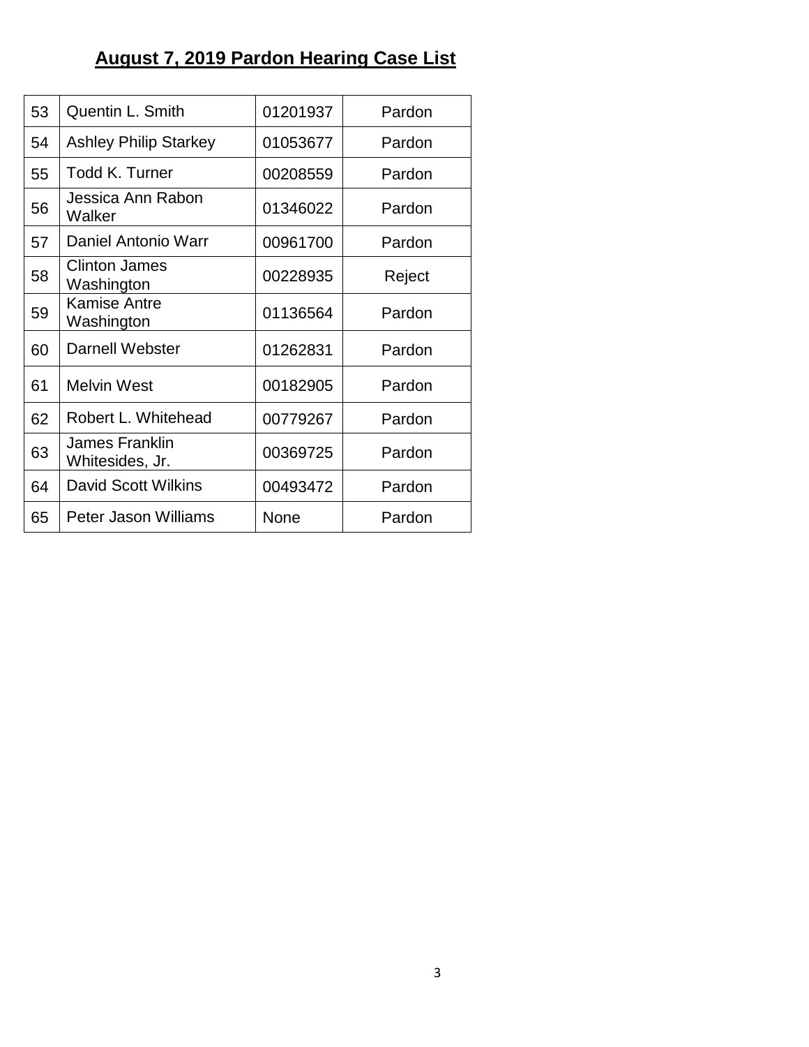## August 7, 2019 Pardon Hearing Case List

| | | | |
|---|---|---|---|
| 53 | Quentin L. Smith | 01201937 | Pardon |
| 54 | Ashley Philip Starkey | 01053677 | Pardon |
| 55 | Todd K. Turner | 00208559 | Pardon |
| 56 | Jessica Ann Rabon Walker | 01346022 | Pardon |
| 57 | Daniel Antonio Warr | 00961700 | Pardon |
| 58 | Clinton James Washington | 00228935 | Reject |
| 59 | Kamise Antre Washington | 01136564 | Pardon |
| 60 | Darnell Webster | 01262831 | Pardon |
| 61 | Melvin West | 00182905 | Pardon |
| 62 | Robert L. Whitehead | 00779267 | Pardon |
| 63 | James Franklin Whitesides, Jr. | 00369725 | Pardon |
| 64 | David Scott Wilkins | 00493472 | Pardon |
| 65 | Peter Jason Williams | None | Pardon |